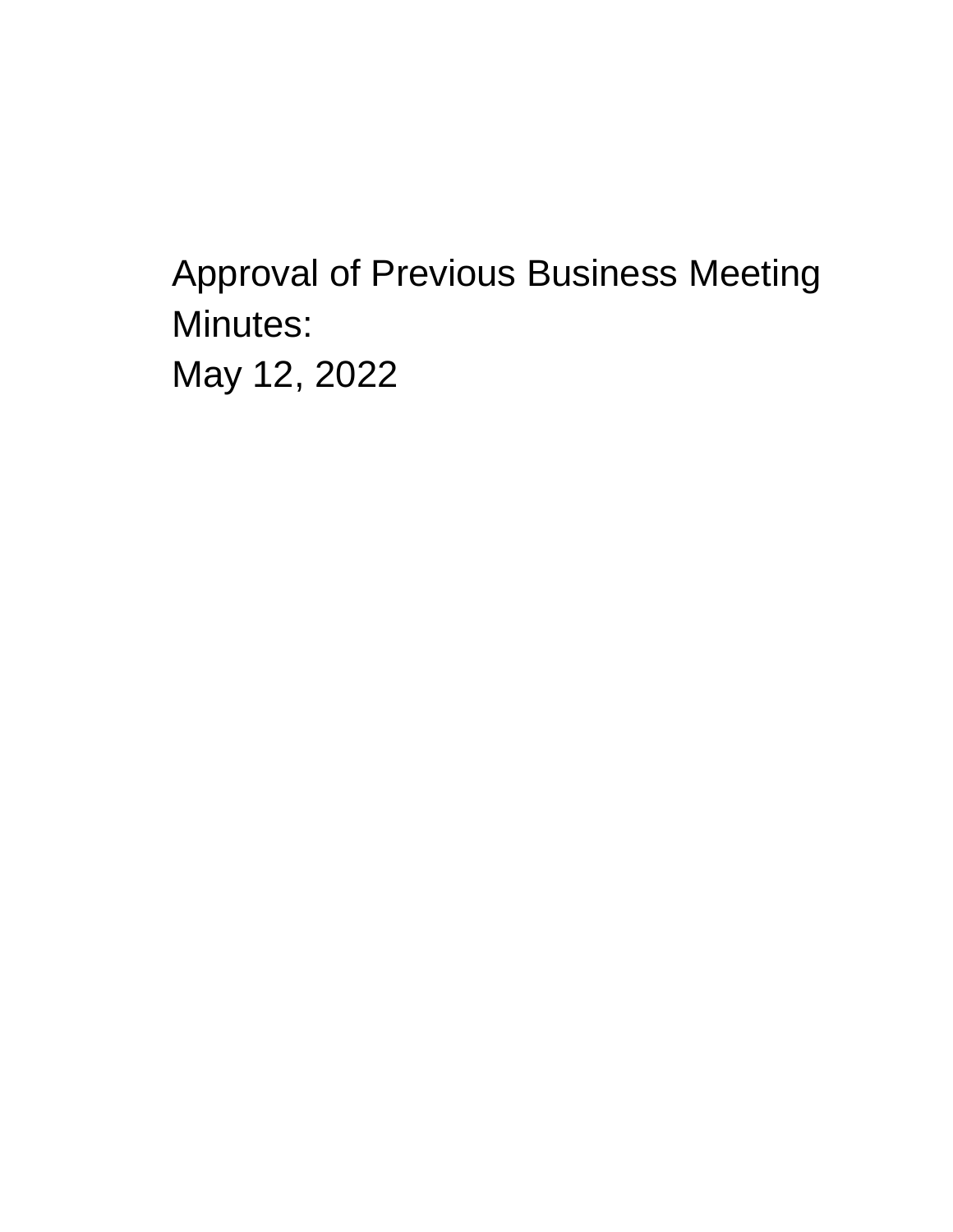# Approval of Previous Business Meeting Minutes:

May 12, 2022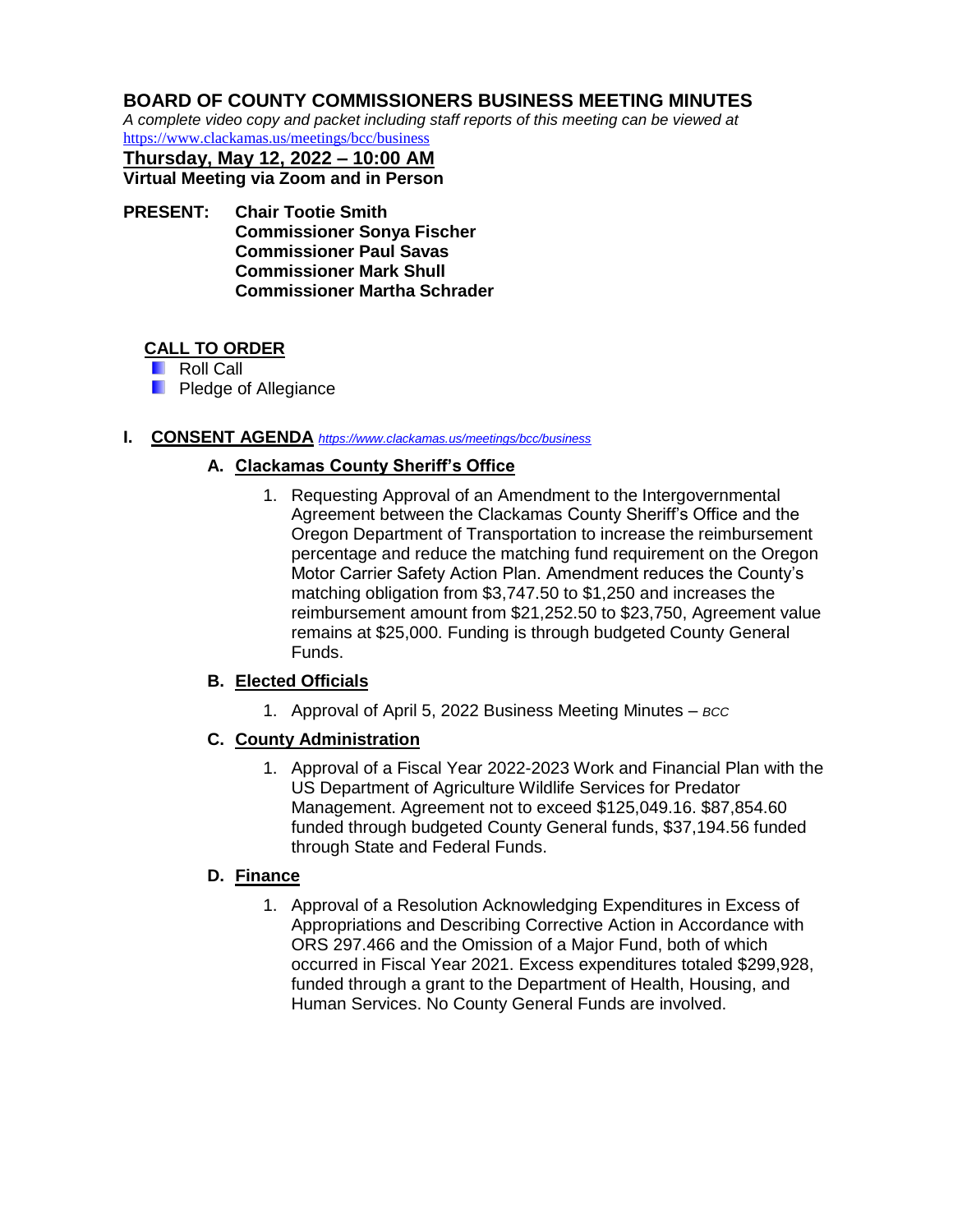## BOARD OF COUNTY COMMISSIONERS BUSINESS MEETING MINUTES

*A complete video copy and packet including staff reports of this meeting can be viewed at* https://www.clackamas.us/meetings/bcc/business

**Thursday, May 12, 2022 – 10:00 AM**
**Virtual Meeting via Zoom and in Person**

**PRESENT:** **Chair Tootie Smith**
**Commissioner Sonya Fischer**
**Commissioner Paul Savas**
**Commissioner Mark Shull**
**Commissioner Martha Schrader**

### CALL TO ORDER

- Roll Call
- Pledge of Allegiance

### I. CONSENT AGENDA *https://www.clackamas.us/meetings/bcc/business*

#### A. Clackamas County Sheriff's Office

1. Requesting Approval of an Amendment to the Intergovernmental Agreement between the Clackamas County Sheriff's Office and the Oregon Department of Transportation to increase the reimbursement percentage and reduce the matching fund requirement on the Oregon Motor Carrier Safety Action Plan. Amendment reduces the County's matching obligation from $3,747.50 to $1,250 and increases the reimbursement amount from $21,252.50 to $23,750, Agreement value remains at $25,000. Funding is through budgeted County General Funds.

#### B. Elected Officials

1. Approval of April 5, 2022 Business Meeting Minutes – *BCC*

#### C. County Administration

1. Approval of a Fiscal Year 2022-2023 Work and Financial Plan with the US Department of Agriculture Wildlife Services for Predator Management. Agreement not to exceed $125,049.16. $87,854.60 funded through budgeted County General funds, $37,194.56 funded through State and Federal Funds.

#### D. Finance

1. Approval of a Resolution Acknowledging Expenditures in Excess of Appropriations and Describing Corrective Action in Accordance with ORS 297.466 and the Omission of a Major Fund, both of which occurred in Fiscal Year 2021. Excess expenditures totaled $299,928, funded through a grant to the Department of Health, Housing, and Human Services. No County General Funds are involved.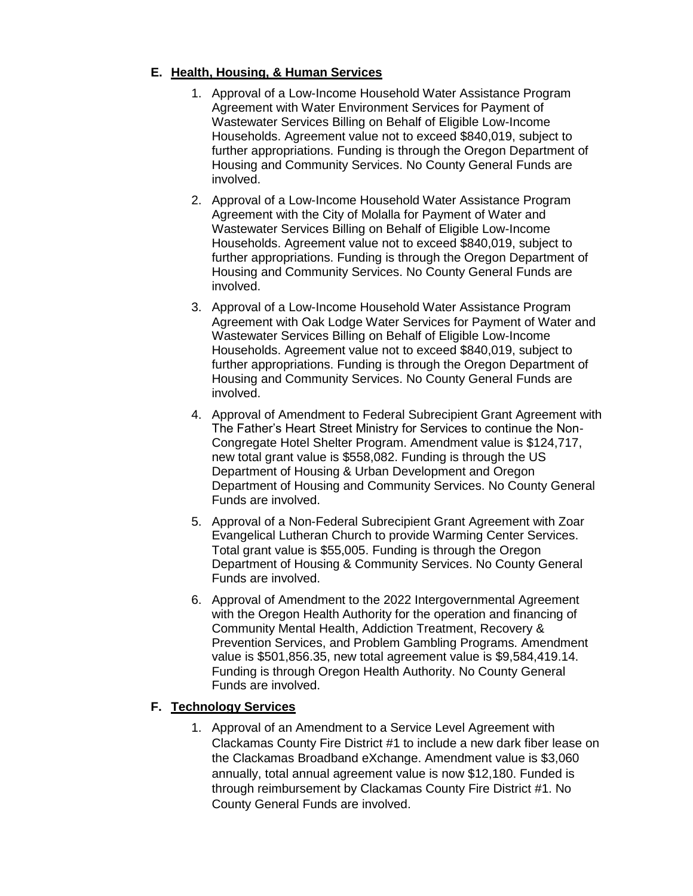## E. <u>Health, Housing, & Human Services</u>

1. Approval of a Low-Income Household Water Assistance Program Agreement with Water Environment Services for Payment of Wastewater Services Billing on Behalf of Eligible Low-Income Households. Agreement value not to exceed $840,019, subject to further appropriations. Funding is through the Oregon Department of Housing and Community Services. No County General Funds are involved.
2. Approval of a Low-Income Household Water Assistance Program Agreement with the City of Molalla for Payment of Water and Wastewater Services Billing on Behalf of Eligible Low-Income Households. Agreement value not to exceed $840,019, subject to further appropriations. Funding is through the Oregon Department of Housing and Community Services. No County General Funds are involved.
3. Approval of a Low-Income Household Water Assistance Program Agreement with Oak Lodge Water Services for Payment of Water and Wastewater Services Billing on Behalf of Eligible Low-Income Households. Agreement value not to exceed $840,019, subject to further appropriations. Funding is through the Oregon Department of Housing and Community Services. No County General Funds are involved.
4. Approval of Amendment to Federal Subrecipient Grant Agreement with The Father's Heart Street Ministry for Services to continue the Non-Congregate Hotel Shelter Program. Amendment value is $124,717, new total grant value is $558,082. Funding is through the US Department of Housing & Urban Development and Oregon Department of Housing and Community Services. No County General Funds are involved.
5. Approval of a Non-Federal Subrecipient Grant Agreement with Zoar Evangelical Lutheran Church to provide Warming Center Services. Total grant value is $55,005. Funding is through the Oregon Department of Housing & Community Services. No County General Funds are involved.
6. Approval of Amendment to the 2022 Intergovernmental Agreement with the Oregon Health Authority for the operation and financing of Community Mental Health, Addiction Treatment, Recovery & Prevention Services, and Problem Gambling Programs. Amendment value is $501,856.35, new total agreement value is $9,584,419.14. Funding is through Oregon Health Authority. No County General Funds are involved.

## F. <u>Technology Services</u>

1. Approval of an Amendment to a Service Level Agreement with Clackamas County Fire District #1 to include a new dark fiber lease on the Clackamas Broadband eXchange. Amendment value is $3,060 annually, total annual agreement value is now $12,180. Funded is through reimbursement by Clackamas County Fire District #1. No County General Funds are involved.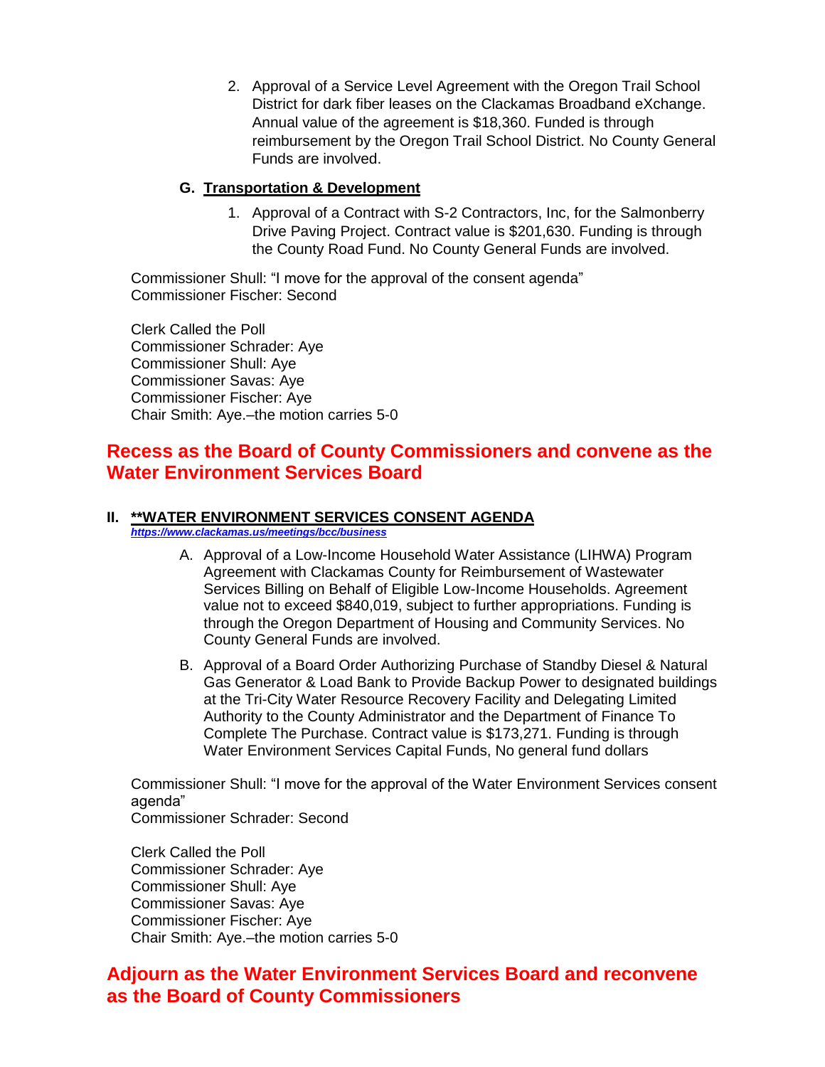2. Approval of a Service Level Agreement with the Oregon Trail School District for dark fiber leases on the Clackamas Broadband eXchange. Annual value of the agreement is $18,360. Funded is through reimbursement by the Oregon Trail School District. No County General Funds are involved.

**G. <u>Transportation & Development</u>**

1. Approval of a Contract with S-2 Contractors, Inc, for the Salmonberry Drive Paving Project. Contract value is $201,630. Funding is through the County Road Fund. No County General Funds are involved.

Commissioner Shull: "I move for the approval of the consent agenda"
Commissioner Fischer: Second

Clerk Called the Poll
Commissioner Schrader: Aye
Commissioner Shull: Aye
Commissioner Savas: Aye
Commissioner Fischer: Aye
Chair Smith: Aye.–the motion carries 5-0

## Recess as the Board of County Commissioners and convene as the Water Environment Services Board

### II. <u>**WATER ENVIRONMENT SERVICES CONSENT AGENDA</u>

*https://www.clackamas.us/meetings/bcc/business*

A. Approval of a Low-Income Household Water Assistance (LIHWA) Program Agreement with Clackamas County for Reimbursement of Wastewater Services Billing on Behalf of Eligible Low-Income Households. Agreement value not to exceed $840,019, subject to further appropriations. Funding is through the Oregon Department of Housing and Community Services. No County General Funds are involved.

B. Approval of a Board Order Authorizing Purchase of Standby Diesel & Natural Gas Generator & Load Bank to Provide Backup Power to designated buildings at the Tri-City Water Resource Recovery Facility and Delegating Limited Authority to the County Administrator and the Department of Finance To Complete The Purchase. Contract value is $173,271. Funding is through Water Environment Services Capital Funds, No general fund dollars

Commissioner Shull: "I move for the approval of the Water Environment Services consent agenda"
Commissioner Schrader: Second

Clerk Called the Poll
Commissioner Schrader: Aye
Commissioner Shull: Aye
Commissioner Savas: Aye
Commissioner Fischer: Aye
Chair Smith: Aye.–the motion carries 5-0

## Adjourn as the Water Environment Services Board and reconvene as the Board of County Commissioners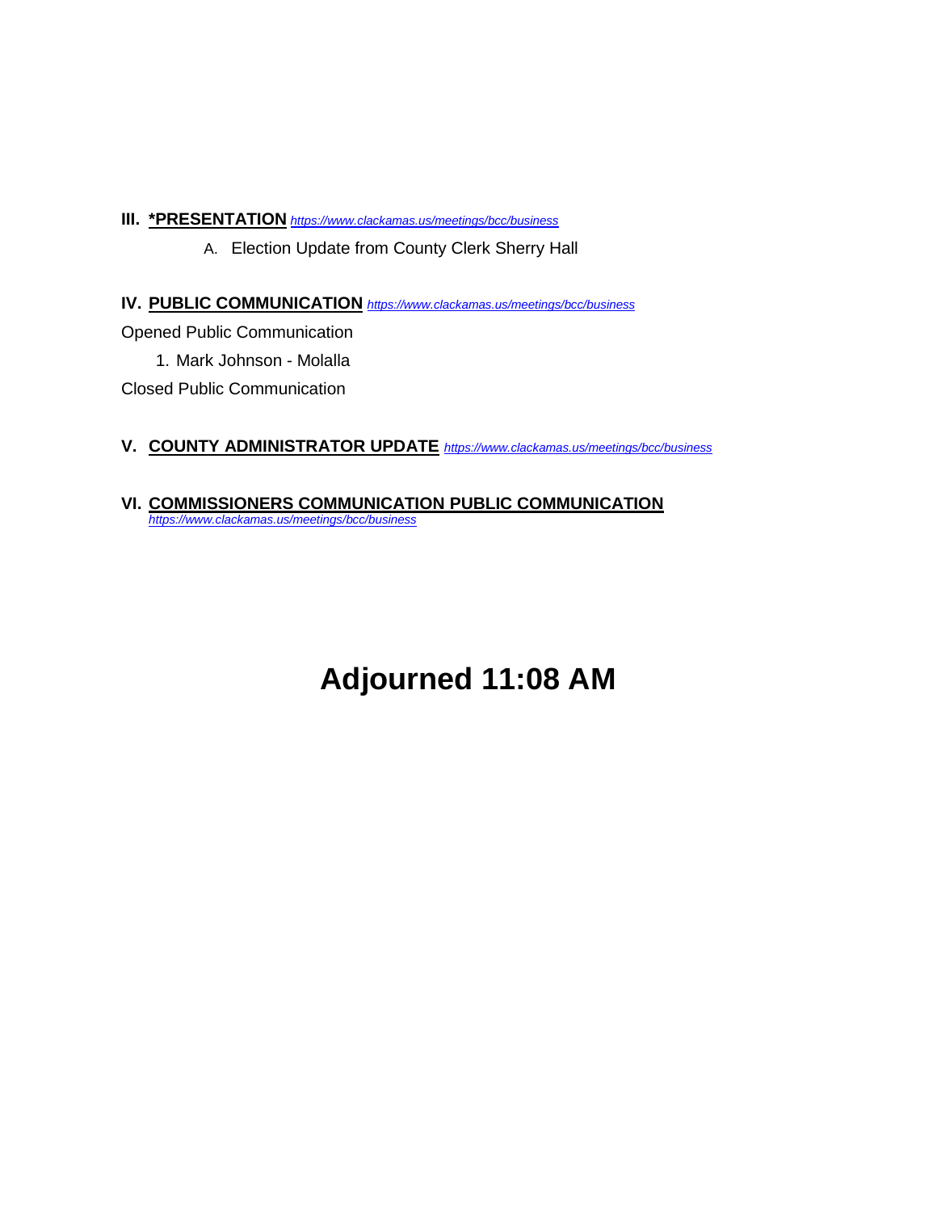## III. **<u>*PRESENTATION</u>** *https://www.clackamas.us/meetings/bcc/business*

A. Election Update from County Clerk Sherry Hall

## IV. **<u>PUBLIC COMMUNICATION</u>** *https://www.clackamas.us/meetings/bcc/business*

Opened Public Communication

1. Mark Johnson - Molalla

Closed Public Communication

## V. **<u>COUNTY ADMINISTRATOR UPDATE</u>** *https://www.clackamas.us/meetings/bcc/business*

## VI. **<u>COMMISSIONERS COMMUNICATION PUBLIC COMMUNICATION</u>**

*https://www.clackamas.us/meetings/bcc/business*

# Adjourned 11:08 AM